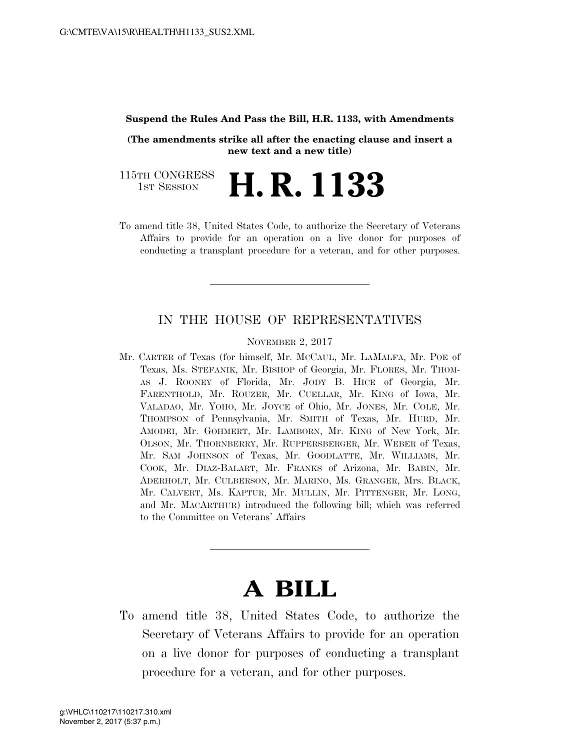**Suspend the Rules And Pass the Bill, H.R. 1133, with Amendments**

**(The amendments strike all after the enacting clause and insert a new text and a new title)**

115TH CONGRESS
1ST SESSION

# H. R. 1133

To amend title 38, United States Code, to authorize the Secretary of Veterans Affairs to provide for an operation on a live donor for purposes of conducting a transplant procedure for a veteran, and for other purposes.

---

## IN THE HOUSE OF REPRESENTATIVES

NOVEMBER 2, 2017

Mr. CARTER of Texas (for himself, Mr. MCCAUL, Mr. LAMALFA, Mr. POE of Texas, Ms. STEFANIK, Mr. BISHOP of Georgia, Mr. FLORES, Mr. THOMAS J. ROONEY of Florida, Mr. JODY B. HICE of Georgia, Mr. FARENTHOLD, Mr. ROUZER, Mr. CUELLAR, Mr. KING of Iowa, Mr. VALADAO, Mr. YOHO, Mr. JOYCE of Ohio, Mr. JONES, Mr. COLE, Mr. THOMPSON of Pennsylvania, Mr. SMITH of Texas, Mr. HURD, Mr. AMODEI, Mr. GOHMERT, Mr. LAMBORN, Mr. KING of New York, Mr. OLSON, Mr. THORNBERRY, Mr. RUPPERSBERGER, Mr. WEBER of Texas, Mr. SAM JOHNSON of Texas, Mr. GOODLATTE, Mr. WILLIAMS, Mr. COOK, Mr. DIAZ-BALART, Mr. FRANKS of Arizona, Mr. BABIN, Mr. ADERHOLT, Mr. CULBERSON, Mr. MARINO, Ms. GRANGER, Mrs. BLACK, Mr. CALVERT, Ms. KAPTUR, Mr. MULLIN, Mr. PITTENGER, Mr. LONG, and Mr. MACARTHUR) introduced the following bill; which was referred to the Committee on Veterans' Affairs

---

# A BILL

To amend title 38, United States Code, to authorize the Secretary of Veterans Affairs to provide for an operation on a live donor for purposes of conducting a transplant procedure for a veteran, and for other purposes.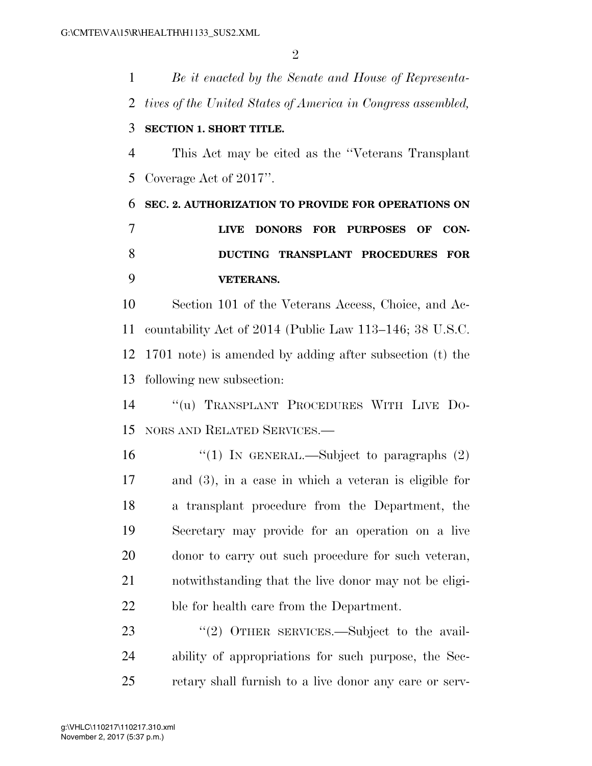*Be it enacted by the Senate and House of Representatives of the United States of America in Congress assembled,*

**SECTION 1. SHORT TITLE.**

This Act may be cited as the ''Veterans Transplant Coverage Act of 2017''.

**SEC. 2. AUTHORIZATION TO PROVIDE FOR OPERATIONS ON LIVE DONORS FOR PURPOSES OF CONDUCTING TRANSPLANT PROCEDURES FOR VETERANS.**

Section 101 of the Veterans Access, Choice, and Accountability Act of 2014 (Public Law 113–146; 38 U.S.C. 1701 note) is amended by adding after subsection (t) the following new subsection:

''(u) TRANSPLANT PROCEDURES WITH LIVE DONORS AND RELATED SERVICES.—

''(1) IN GENERAL.—Subject to paragraphs (2) and (3), in a case in which a veteran is eligible for a transplant procedure from the Department, the Secretary may provide for an operation on a live donor to carry out such procedure for such veteran, notwithstanding that the live donor may not be eligible for health care from the Department.

''(2) OTHER SERVICES.—Subject to the availability of appropriations for such purpose, the Secretary shall furnish to a live donor any care or serv-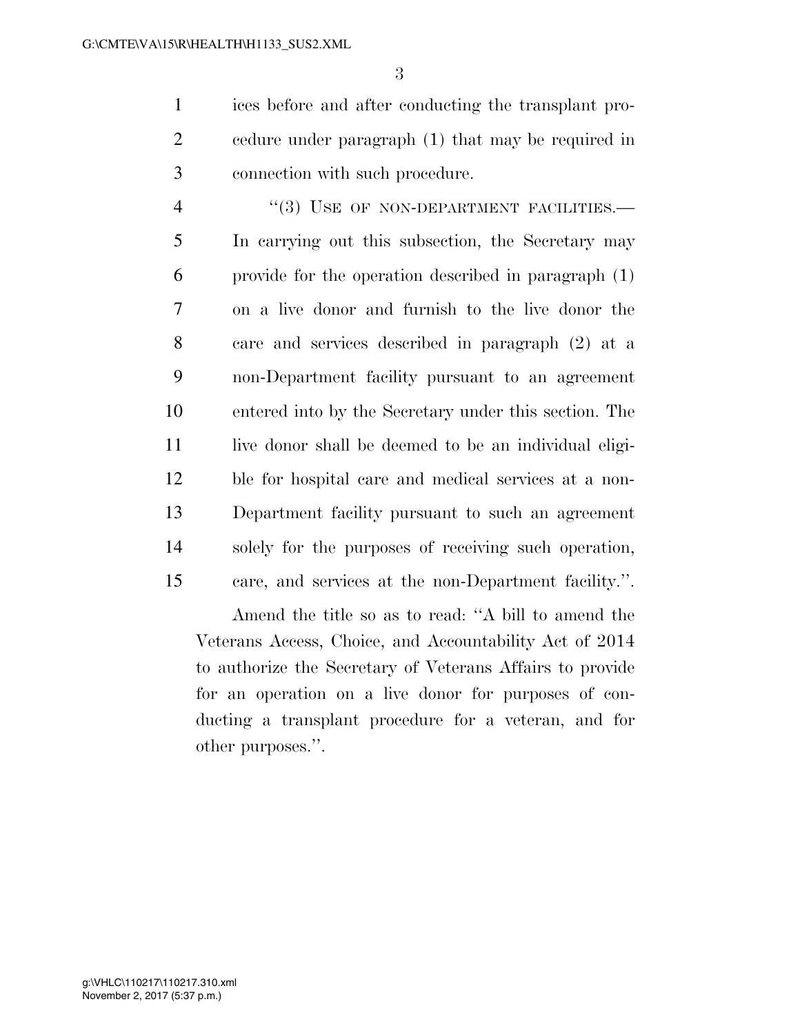ices before and after conducting the transplant procedure under paragraph (1) that may be required in connection with such procedure.

"(3) USE OF NON-DEPARTMENT FACILITIES.—In carrying out this subsection, the Secretary may provide for the operation described in paragraph (1) on a live donor and furnish to the live donor the care and services described in paragraph (2) at a non-Department facility pursuant to an agreement entered into by the Secretary under this section. The live donor shall be deemed to be an individual eligible for hospital care and medical services at a non-Department facility pursuant to such an agreement solely for the purposes of receiving such operation, care, and services at the non-Department facility.".

Amend the title so as to read: "A bill to amend the Veterans Access, Choice, and Accountability Act of 2014 to authorize the Secretary of Veterans Affairs to provide for an operation on a live donor for purposes of conducting a transplant procedure for a veteran, and for other purposes.".